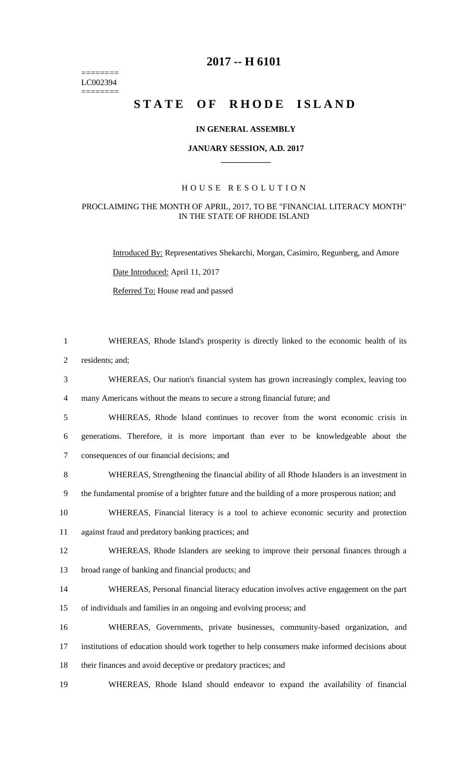========
LC002394
========

# 2017 -- H 6101

# STATE OF RHODE ISLAND

### IN GENERAL ASSEMBLY

### JANUARY SESSION, A.D. 2017

## HOUSE RESOLUTION

### PROCLAIMING THE MONTH OF APRIL, 2017, TO BE "FINANCIAL LITERACY MONTH" IN THE STATE OF RHODE ISLAND

Introduced By: Representatives Shekarchi, Morgan, Casimiro, Regunberg, and Amore

Date Introduced: April 11, 2017

Referred To: House read and passed

1 WHEREAS, Rhode Island's prosperity is directly linked to the economic health of its
2 residents; and;
3 WHEREAS, Our nation's financial system has grown increasingly complex, leaving too
4 many Americans without the means to secure a strong financial future; and
5 WHEREAS, Rhode Island continues to recover from the worst economic crisis in
6 generations. Therefore, it is more important than ever to be knowledgeable about the
7 consequences of our financial decisions; and
8 WHEREAS, Strengthening the financial ability of all Rhode Islanders is an investment in
9 the fundamental promise of a brighter future and the building of a more prosperous nation; and
10 WHEREAS, Financial literacy is a tool to achieve economic security and protection
11 against fraud and predatory banking practices; and
12 WHEREAS, Rhode Islanders are seeking to improve their personal finances through a
13 broad range of banking and financial products; and
14 WHEREAS, Personal financial literacy education involves active engagement on the part
15 of individuals and families in an ongoing and evolving process; and
16 WHEREAS, Governments, private businesses, community-based organization, and
17 institutions of education should work together to help consumers make informed decisions about
18 their finances and avoid deceptive or predatory practices; and
19 WHEREAS, Rhode Island should endeavor to expand the availability of financial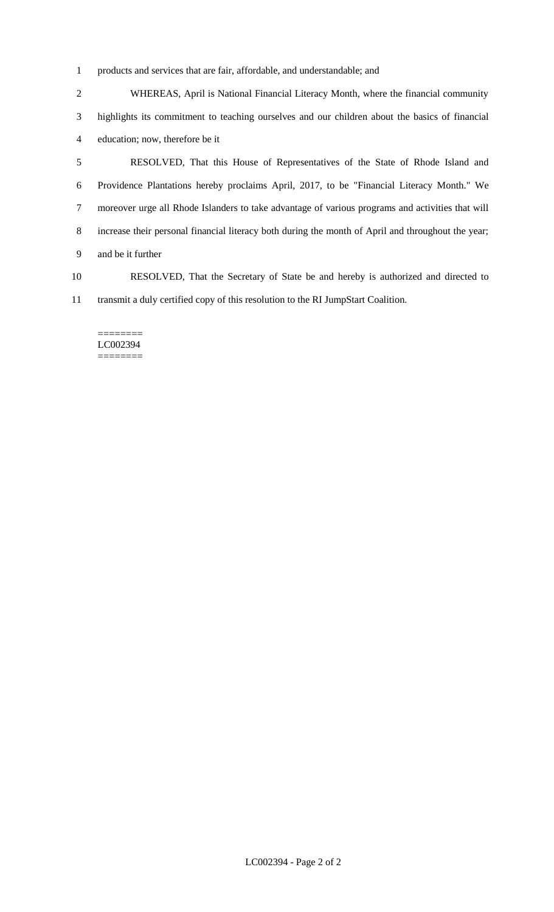products and services that are fair, affordable, and understandable; and

WHEREAS, April is National Financial Literacy Month, where the financial community highlights its commitment to teaching ourselves and our children about the basics of financial education; now, therefore be it

RESOLVED, That this House of Representatives of the State of Rhode Island and Providence Plantations hereby proclaims April, 2017, to be "Financial Literacy Month." We moreover urge all Rhode Islanders to take advantage of various programs and activities that will increase their personal financial literacy both during the month of April and throughout the year; and be it further

RESOLVED, That the Secretary of State be and hereby is authorized and directed to transmit a duly certified copy of this resolution to the RI JumpStart Coalition.

========
LC002394
========